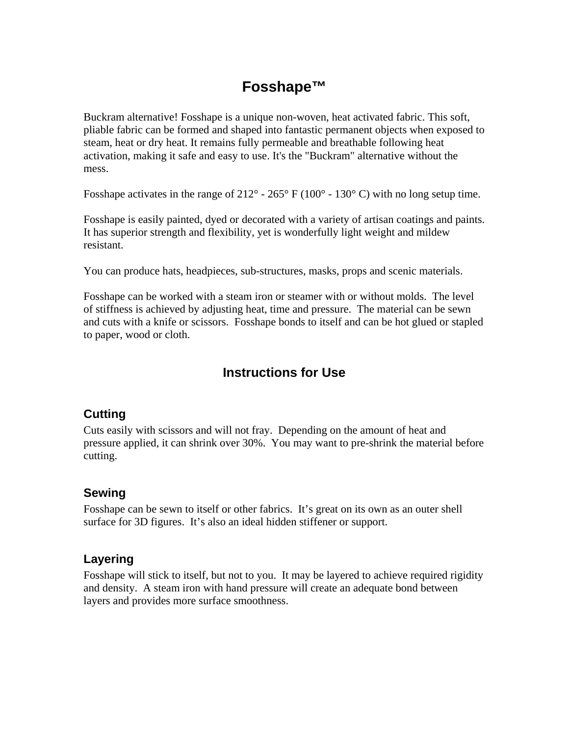# Fosshape™

Buckram alternative! Fosshape is a unique non-woven, heat activated fabric. This soft, pliable fabric can be formed and shaped into fantastic permanent objects when exposed to steam, heat or dry heat. It remains fully permeable and breathable following heat activation, making it safe and easy to use. It's the "Buckram" alternative without the mess.

Fosshape activates in the range of 212° - 265° F (100° - 130° C) with no long setup time.

Fosshape is easily painted, dyed or decorated with a variety of artisan coatings and paints. It has superior strength and flexibility, yet is wonderfully light weight and mildew resistant.

You can produce hats, headpieces, sub-structures, masks, props and scenic materials.

Fosshape can be worked with a steam iron or steamer with or without molds. The level of stiffness is achieved by adjusting heat, time and pressure. The material can be sewn and cuts with a knife or scissors. Fosshape bonds to itself and can be hot glued or stapled to paper, wood or cloth.

## Instructions for Use

### Cutting

Cuts easily with scissors and will not fray. Depending on the amount of heat and pressure applied, it can shrink over 30%. You may want to pre-shrink the material before cutting.

### Sewing

Fosshape can be sewn to itself or other fabrics. It's great on its own as an outer shell surface for 3D figures. It's also an ideal hidden stiffener or support.

### Layering

Fosshape will stick to itself, but not to you. It may be layered to achieve required rigidity and density. A steam iron with hand pressure will create an adequate bond between layers and provides more surface smoothness.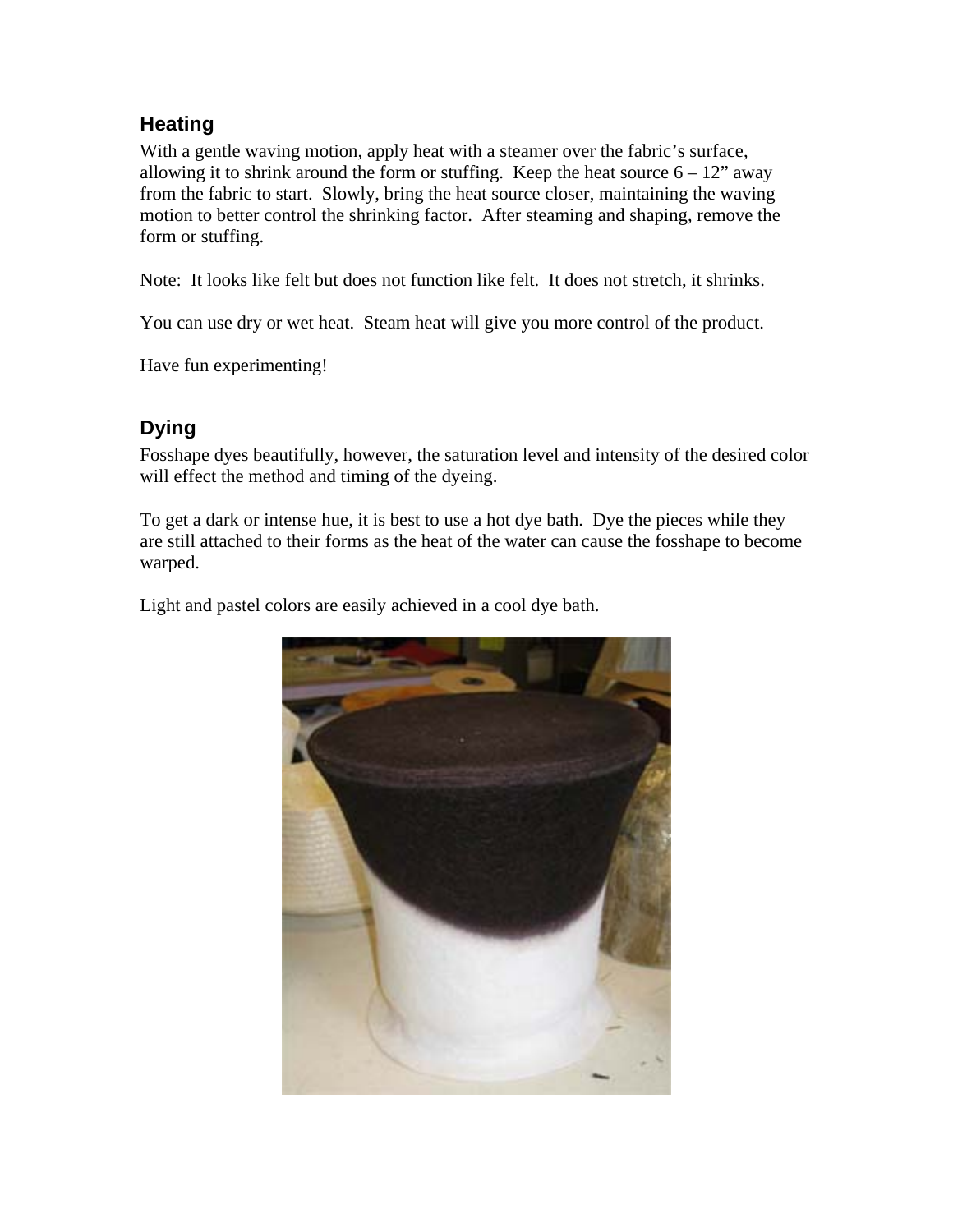## Heating

With a gentle waving motion, apply heat with a steamer over the fabric's surface, allowing it to shrink around the form or stuffing. Keep the heat source 6 – 12" away from the fabric to start. Slowly, bring the heat source closer, maintaining the waving motion to better control the shrinking factor. After steaming and shaping, remove the form or stuffing.

Note: It looks like felt but does not function like felt. It does not stretch, it shrinks.

You can use dry or wet heat. Steam heat will give you more control of the product.

Have fun experimenting!

## Dying

Fosshape dyes beautifully, however, the saturation level and intensity of the desired color will effect the method and timing of the dyeing.

To get a dark or intense hue, it is best to use a hot dye bath. Dye the pieces while they are still attached to their forms as the heat of the water can cause the fosshape to become warped.

Light and pastel colors are easily achieved in a cool dye bath.